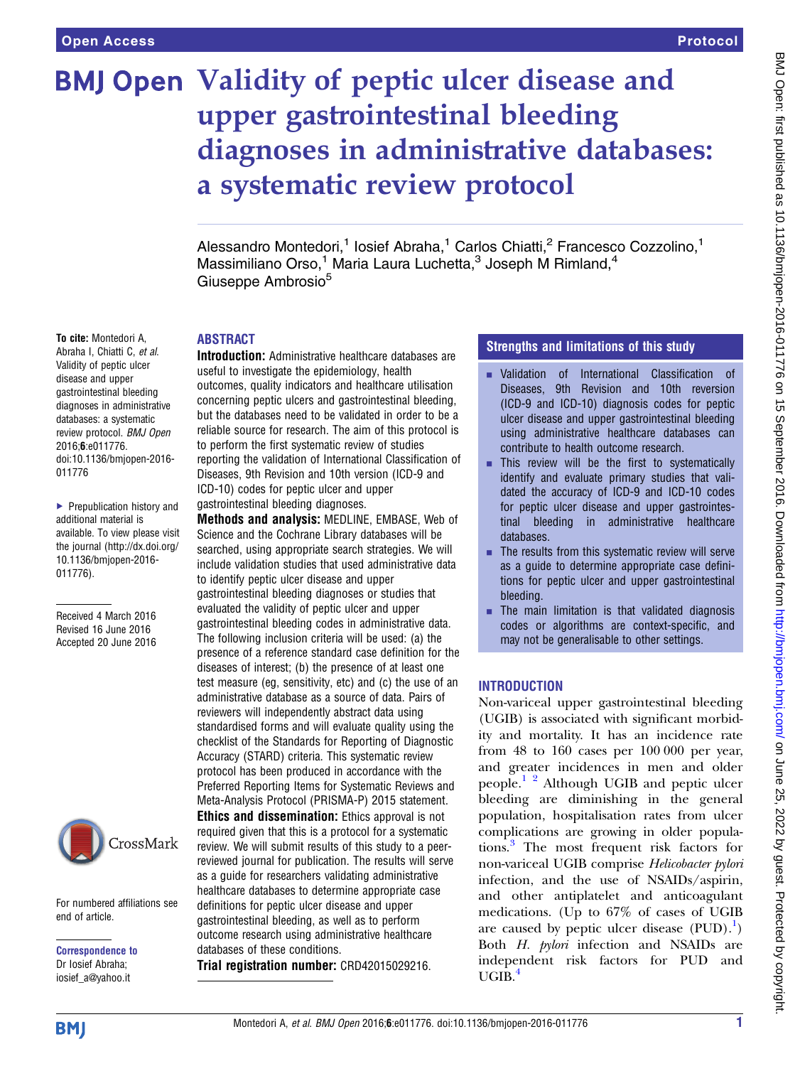# Validity of peptic ulcer disease and upper gastrointestinal bleeding diagnoses in administrative databases: a systematic review protocol

Alessandro Montedori,[1] Iosief Abraha,[1] Carlos Chiatti,[2] Francesco Cozzolino,[1] Massimiliano Orso,[1] Maria Laura Luchetta,[3] Joseph M Rimland,[4] Giuseppe Ambrosio[5]

**To cite:** Montedori A, Abraha I, Chiatti C, *et al*. Validity of peptic ulcer disease and upper gastrointestinal bleeding diagnoses in administrative databases: a systematic review protocol. *BMJ Open* 2016;**6**:e011776. doi:10.1136/bmjopen-2016-011776

▸ Prepublication history and additional material is available. To view please visit the journal (http://dx.doi.org/10.1136/bmjopen-2016-011776).

Received 4 March 2016
Revised 16 June 2016
Accepted 20 June 2016

For numbered affiliations see end of article.

**Correspondence to**
Dr Iosief Abraha; iosief_a@yahoo.it

## ABSTRACT

**Introduction:** Administrative healthcare databases are useful to investigate the epidemiology, health outcomes, quality indicators and healthcare utilisation concerning peptic ulcers and gastrointestinal bleeding, but the databases need to be validated in order to be a reliable source for research. The aim of this protocol is to perform the first systematic review of studies reporting the validation of International Classification of Diseases, 9th Revision and 10th version (ICD-9 and ICD-10) codes for peptic ulcer and upper gastrointestinal bleeding diagnoses.

**Methods and analysis:** MEDLINE, EMBASE, Web of Science and the Cochrane Library databases will be searched, using appropriate search strategies. We will include validation studies that used administrative data to identify peptic ulcer disease and upper gastrointestinal bleeding diagnoses or studies that evaluated the validity of peptic ulcer and upper gastrointestinal bleeding codes in administrative data. The following inclusion criteria will be used: (a) the presence of a reference standard case definition for the diseases of interest; (b) the presence of at least one test measure (eg, sensitivity, etc) and (c) the use of an administrative database as a source of data. Pairs of reviewers will independently abstract data using standardised forms and will evaluate quality using the checklist of the Standards for Reporting of Diagnostic Accuracy (STARD) criteria. This systematic review protocol has been produced in accordance with the Preferred Reporting Items for Systematic Reviews and Meta-Analysis Protocol (PRISMA-P) 2015 statement.

**Ethics and dissemination:** Ethics approval is not required given that this is a protocol for a systematic review. We will submit results of this study to a peer-reviewed journal for publication. The results will serve as a guide for researchers validating administrative healthcare databases to determine appropriate case definitions for peptic ulcer disease and upper gastrointestinal bleeding, as well as to perform outcome research using administrative healthcare databases of these conditions.

**Trial registration number:** CRD42015029216.

## Strengths and limitations of this study

- Validation of International Classification of Diseases, 9th Revision and 10th reversion (ICD-9 and ICD-10) diagnosis codes for peptic ulcer disease and upper gastrointestinal bleeding using administrative healthcare databases can contribute to health outcome research.
- This review will be the first to systematically identify and evaluate primary studies that validated the accuracy of ICD-9 and ICD-10 codes for peptic ulcer disease and upper gastrointestinal bleeding in administrative healthcare databases.
- The results from this systematic review will serve as a guide to determine appropriate case definitions for peptic ulcer and upper gastrointestinal bleeding.
- The main limitation is that validated diagnosis codes or algorithms are context-specific, and may not be generalisable to other settings.

## INTRODUCTION

Non-variceal upper gastrointestinal bleeding (UGIB) is associated with significant morbidity and mortality. It has an incidence rate from 48 to 160 cases per 100 000 per year, and greater incidences in men and older people.[1 2] Although UGIB and peptic ulcer bleeding are diminishing in the general population, hospitalisation rates from ulcer complications are growing in older populations.[3] The most frequent risk factors for non-variceal UGIB comprise *Helicobacter pylori* infection, and the use of NSAIDs/aspirin, and other antiplatelet and anticoagulant medications. (Up to 67% of cases of UGIB are caused by peptic ulcer disease (PUD).[1]) Both *H. pylori* infection and NSAIDs are independent risk factors for PUD and UGIB.[4]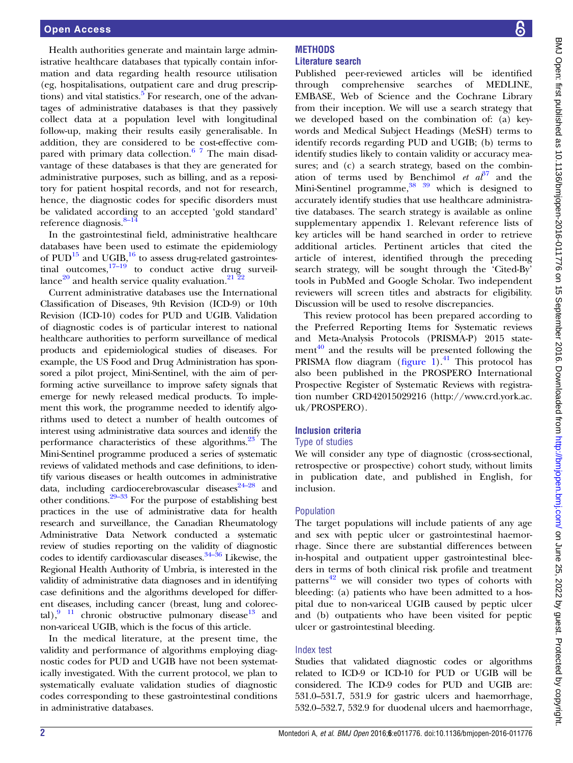Health authorities generate and maintain large administrative healthcare databases that typically contain information and data regarding health resource utilisation (eg, hospitalisations, outpatient care and drug prescriptions) and vital statistics.[5] For research, one of the advantages of administrative databases is that they passively collect data at a population level with longitudinal follow-up, making their results easily generalisable. In addition, they are considered to be cost-effective compared with primary data collection.[6 7] The main disadvantage of these databases is that they are generated for administrative purposes, such as billing, and as a repository for patient hospital records, and not for research, hence, the diagnostic codes for specific disorders must be validated according to an accepted 'gold standard' reference diagnosis.[8–14]

In the gastrointestinal field, administrative healthcare databases have been used to estimate the epidemiology of PUD[15] and UGIB,[16] to assess drug-related gastrointestinal outcomes,[17–19] to conduct active drug surveillance[20] and health service quality evaluation.[21 22]

Current administrative databases use the International Classification of Diseases, 9th Revision (ICD-9) or 10th Revision (ICD-10) codes for PUD and UGIB. Validation of diagnostic codes is of particular interest to national healthcare authorities to perform surveillance of medical products and epidemiological studies of diseases. For example, the US Food and Drug Administration has sponsored a pilot project, Mini-Sentinel, with the aim of performing active surveillance to improve safety signals that emerge for newly released medical products. To implement this work, the programme needed to identify algorithms used to detect a number of health outcomes of interest using administrative data sources and identify the performance characteristics of these algorithms.[23] The Mini-Sentinel programme produced a series of systematic reviews of validated methods and case definitions, to identify various diseases or health outcomes in administrative data, including cardiocerebrovascular diseases[24–28] and other conditions.[29–33] For the purpose of establishing best practices in the use of administrative data for health research and surveillance, the Canadian Rheumatology Administrative Data Network conducted a systematic review of studies reporting on the validity of diagnostic codes to identify cardiovascular diseases.[34–36] Likewise, the Regional Health Authority of Umbria, is interested in the validity of administrative data diagnoses and in identifying case definitions and the algorithms developed for different diseases, including cancer (breast, lung and colorectal),[9 11] chronic obstructive pulmonary disease[13] and non-variceal UGIB, which is the focus of this article.

In the medical literature, at the present time, the validity and performance of algorithms employing diagnostic codes for PUD and UGIB have not been systematically investigated. With the current protocol, we plan to systematically evaluate validation studies of diagnostic codes corresponding to these gastrointestinal conditions in administrative databases.

## METHODS

### Literature search

Published peer-reviewed articles will be identified through comprehensive searches of MEDLINE, EMBASE, Web of Science and the Cochrane Library from their inception. We will use a search strategy that we developed based on the combination of: (a) keywords and Medical Subject Headings (MeSH) terms to identify records regarding PUD and UGIB; (b) terms to identify studies likely to contain validity or accuracy measures; and (c) a search strategy, based on the combination of terms used by Benchimol *et al*[37] and the Mini-Sentinel programme,[38 39] which is designed to accurately identify studies that use healthcare administrative databases. The search strategy is available as online supplementary appendix 1. Relevant reference lists of key articles will be hand searched in order to retrieve additional articles. Pertinent articles that cited the article of interest, identified through the preceding search strategy, will be sought through the 'Cited-By' tools in PubMed and Google Scholar. Two independent reviewers will screen titles and abstracts for eligibility. Discussion will be used to resolve discrepancies.

This review protocol has been prepared according to the Preferred Reporting Items for Systematic reviews and Meta-Analysis Protocols (PRISMA-P) 2015 statement[40] and the results will be presented following the PRISMA flow diagram (figure 1).[41] This protocol has also been published in the PROSPERO International Prospective Register of Systematic Reviews with registration number CRD42015029216 (http://www.crd.york.ac.uk/PROSPERO).

### Inclusion criteria

#### Type of studies

We will consider any type of diagnostic (cross-sectional, retrospective or prospective) cohort study, without limits in publication date, and published in English, for inclusion.

#### Population

The target populations will include patients of any age and sex with peptic ulcer or gastrointestinal haemorrhage. Since there are substantial differences between in-hospital and outpatient upper gastrointestinal bleeders in terms of both clinical risk profile and treatment patterns[42] we will consider two types of cohorts with bleeding: (a) patients who have been admitted to a hospital due to non-variceal UGIB caused by peptic ulcer and (b) outpatients who have been visited for peptic ulcer or gastrointestinal bleeding.

#### Index test

Studies that validated diagnostic codes or algorithms related to ICD-9 or ICD-10 for PUD or UGIB will be considered. The ICD-9 codes for PUD and UGIB are: 531.0–531.7, 531.9 for gastric ulcers and haemorrhage, 532.0–532.7, 532.9 for duodenal ulcers and haemorrhage,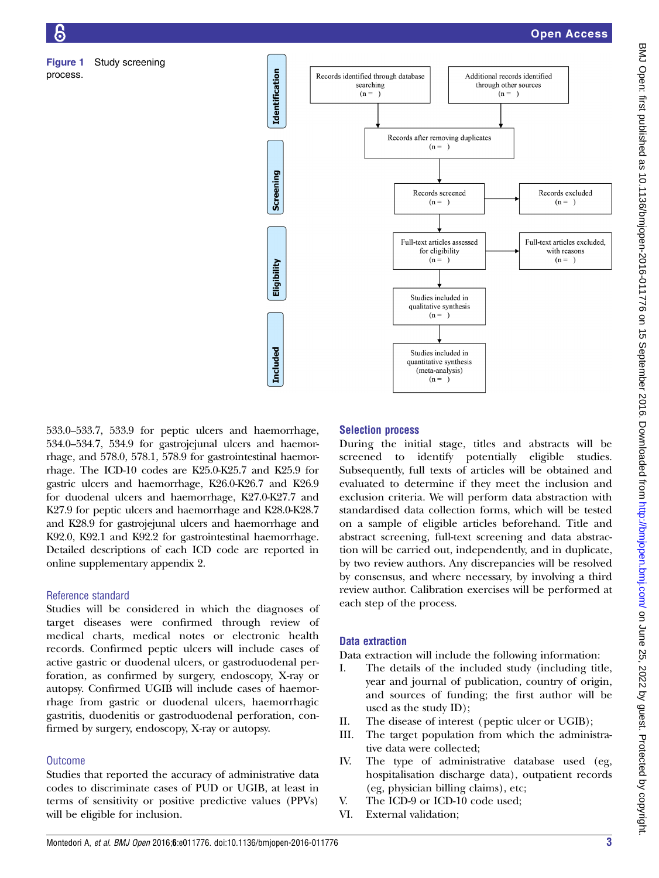**Figure 1** Study screening process.

Identification

Records identified through database searching (n = )

Additional records identified through other sources (n = )

Records after removing duplicates (n = )

Screening

Records screened (n = )

Records excluded (n = )

Eligibility

Full-text articles assessed for eligibility (n = )

Full-text articles excluded, with reasons (n = )

Included

Studies included in qualitative synthesis (n = )

Studies included in quantitative synthesis (meta-analysis) (n = )

533.0–533.7, 533.9 for peptic ulcers and haemorrhage, 534.0–534.7, 534.9 for gastrojejunal ulcers and haemorrhage, and 578.0, 578.1, 578.9 for gastrointestinal haemorrhage. The ICD-10 codes are K25.0-K25.7 and K25.9 for gastric ulcers and haemorrhage, K26.0-K26.7 and K26.9 for duodenal ulcers and haemorrhage, K27.0-K27.7 and K27.9 for peptic ulcers and haemorrhage and K28.0-K28.7 and K28.9 for gastrojejunal ulcers and haemorrhage and K92.0, K92.1 and K92.2 for gastrointestinal haemorrhage. Detailed descriptions of each ICD code are reported in online supplementary appendix 2.

### Reference standard

Studies will be considered in which the diagnoses of target diseases were confirmed through review of medical charts, medical notes or electronic health records. Confirmed peptic ulcers will include cases of active gastric or duodenal ulcers, or gastroduodenal perforation, as confirmed by surgery, endoscopy, X-ray or autopsy. Confirmed UGIB will include cases of haemorrhage from gastric or duodenal ulcers, haemorrhagic gastritis, duodenitis or gastroduodenal perforation, confirmed by surgery, endoscopy, X-ray or autopsy.

### Outcome

Studies that reported the accuracy of administrative data codes to discriminate cases of PUD or UGIB, at least in terms of sensitivity or positive predictive values (PPVs) will be eligible for inclusion.

### Selection process

During the initial stage, titles and abstracts will be screened to identify potentially eligible studies. Subsequently, full texts of articles will be obtained and evaluated to determine if they meet the inclusion and exclusion criteria. We will perform data abstraction with standardised data collection forms, which will be tested on a sample of eligible articles beforehand. Title and abstract screening, full-text screening and data abstraction will be carried out, independently, and in duplicate, by two review authors. Any discrepancies will be resolved by consensus, and where necessary, by involving a third review author. Calibration exercises will be performed at each step of the process.

### Data extraction

Data extraction will include the following information:

I. The details of the included study (including title, year and journal of publication, country of origin, and sources of funding; the first author will be used as the study ID);
II. The disease of interest (peptic ulcer or UGIB);
III. The target population from which the administrative data were collected;
IV. The type of administrative database used (eg, hospitalisation discharge data), outpatient records (eg, physician billing claims), etc;
V. The ICD-9 or ICD-10 code used;
VI. External validation;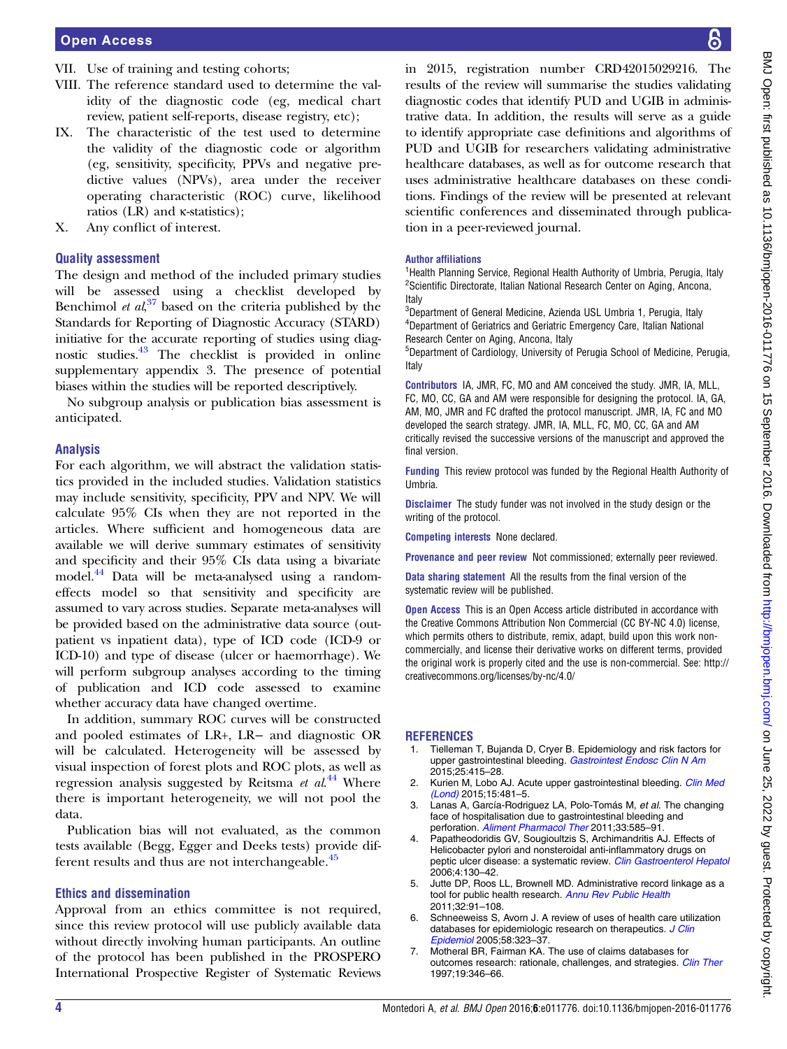VII. Use of training and testing cohorts;

VIII. The reference standard used to determine the validity of the diagnostic code (eg, medical chart review, patient self-reports, disease registry, etc);

IX. The characteristic of the test used to determine the validity of the diagnostic code or algorithm (eg, sensitivity, specificity, PPVs and negative predictive values (NPVs), area under the receiver operating characteristic (ROC) curve, likelihood ratios (LR) and κ-statistics);

X. Any conflict of interest.

### Quality assessment

The design and method of the included primary studies will be assessed using a checklist developed by Benchimol *et al*,[37] based on the criteria published by the Standards for Reporting of Diagnostic Accuracy (STARD) initiative for the accurate reporting of studies using diagnostic studies.[43] The checklist is provided in online supplementary appendix 3. The presence of potential biases within the studies will be reported descriptively.

No subgroup analysis or publication bias assessment is anticipated.

### Analysis

For each algorithm, we will abstract the validation statistics provided in the included studies. Validation statistics may include sensitivity, specificity, PPV and NPV. We will calculate 95% CIs when they are not reported in the articles. Where sufficient and homogeneous data are available we will derive summary estimates of sensitivity and specificity and their 95% CIs data using a bivariate model.[44] Data will be meta-analysed using a random-effects model so that sensitivity and specificity are assumed to vary across studies. Separate meta-analyses will be provided based on the administrative data source (outpatient vs inpatient data), type of ICD code (ICD-9 or ICD-10) and type of disease (ulcer or haemorrhage). We will perform subgroup analyses according to the timing of publication and ICD code assessed to examine whether accuracy data have changed overtime.

In addition, summary ROC curves will be constructed and pooled estimates of LR+, LR− and diagnostic OR will be calculated. Heterogeneity will be assessed by visual inspection of forest plots and ROC plots, as well as regression analysis suggested by Reitsma *et al*.[44] Where there is important heterogeneity, we will not pool the data.

Publication bias will not evaluated, as the common tests available (Begg, Egger and Deeks tests) provide different results and thus are not interchangeable.[45]

### Ethics and dissemination

Approval from an ethics committee is not required, since this review protocol will use publicly available data without directly involving human participants. An outline of the protocol has been published in the PROSPERO International Prospective Register of Systematic Reviews in 2015, registration number CRD42015029216. The results of the review will summarise the studies validating diagnostic codes that identify PUD and UGIB in administrative data. In addition, the results will serve as a guide to identify appropriate case definitions and algorithms of PUD and UGIB for researchers validating administrative healthcare databases, as well as for outcome research that uses administrative healthcare databases on these conditions. Findings of the review will be presented at relevant scientific conferences and disseminated through publication in a peer-reviewed journal.

**Author affiliations**
[1]Health Planning Service, Regional Health Authority of Umbria, Perugia, Italy
[2]Scientific Directorate, Italian National Research Center on Aging, Ancona, Italy
[3]Department of General Medicine, Azienda USL Umbria 1, Perugia, Italy
[4]Department of Geriatrics and Geriatric Emergency Care, Italian National Research Center on Aging, Ancona, Italy
[5]Department of Cardiology, University of Perugia School of Medicine, Perugia, Italy

**Contributors** IA, JMR, FC, MO and AM conceived the study. JMR, IA, MLL, FC, MO, CC, GA and AM were responsible for designing the protocol. IA, GA, AM, MO, JMR and FC drafted the protocol manuscript. JMR, IA, FC and MO developed the search strategy. JMR, IA, MLL, FC, MO, CC, GA and AM critically revised the successive versions of the manuscript and approved the final version.

**Funding** This review protocol was funded by the Regional Health Authority of Umbria.

**Disclaimer** The study funder was not involved in the study design or the writing of the protocol.

**Competing interests** None declared.

**Provenance and peer review** Not commissioned; externally peer reviewed.

**Data sharing statement** All the results from the final version of the systematic review will be published.

**Open Access** This is an Open Access article distributed in accordance with the Creative Commons Attribution Non Commercial (CC BY-NC 4.0) license, which permits others to distribute, remix, adapt, build upon this work non-commercially, and license their derivative works on different terms, provided the original work is properly cited and the use is non-commercial. See: http://creativecommons.org/licenses/by-nc/4.0/

## REFERENCES

1. Tielleman T, Bujanda D, Cryer B. Epidemiology and risk factors for upper gastrointestinal bleeding. *Gastrointest Endosc Clin N Am* 2015;25:415–28.
2. Kurien M, Lobo AJ. Acute upper gastrointestinal bleeding. *Clin Med (Lond)* 2015;15:481–5.
3. Lanas A, García-Rodríguez LA, Polo-Tomás M, *et al*. The changing face of hospitalisation due to gastrointestinal bleeding and perforation. *Aliment Pharmacol Ther* 2011;33:585–91.
4. Papatheodoridis GV, Sougioultzis S, Archimandritis AJ. Effects of Helicobacter pylori and nonsteroidal anti-inflammatory drugs on peptic ulcer disease: a systematic review. *Clin Gastroenterol Hepatol* 2006;4:130–42.
5. Jutte DP, Roos LL, Brownell MD. Administrative record linkage as a tool for public health research. *Annu Rev Public Health* 2011;32:91–108.
6. Schneeweiss S, Avorn J. A review of uses of health care utilization databases for epidemiologic research on therapeutics. *J Clin Epidemiol* 2005;58:323–37.
7. Motheral BR, Fairman KA. The use of claims databases for outcomes research: rationale, challenges, and strategies. *Clin Ther* 1997;19:346–66.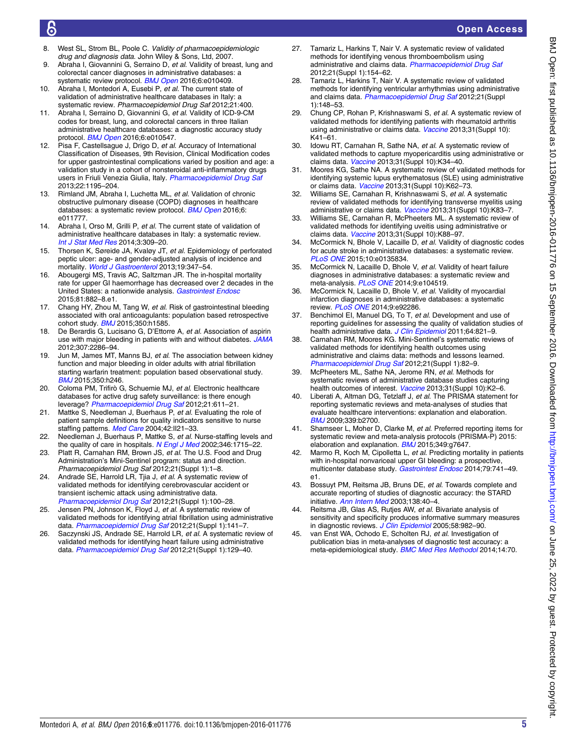8. West SL, Strom BL, Poole C. *Validity of pharmacoepidemiologic drug and diagnosis data*. John Wiley & Sons, Ltd, 2007.
9. Abraha I, Giovannini G, Serraino D, *et al*. Validity of breast, lung and colorectal cancer diagnoses in administrative databases: a systematic review protocol. *BMJ Open* 2016;6:e010409.
10. Abraha I, Montedori A, Eusebi P, *et al*. The current state of validation of administrative healthcare databases in Italy: a systematic review. *Pharmacoepidemiol Drug Saf* 2012;21:400.
11. Abraha I, Serraino D, Giovannini G, *et al*. Validity of ICD-9-CM codes for breast, lung, and colorectal cancers in three Italian administrative healthcare databases: a diagnostic accuracy study protocol. *BMJ Open* 2016;6:e010547.
12. Pisa F, Castellsague J, Drigo D, *et al*. Accuracy of International Classification of Diseases, 9th Revision, Clinical Modification codes for upper gastrointestinal complications varied by position and age: a validation study in a cohort of nonsteroidal anti-inflammatory drugs users in Friuli Venezia Giulia, Italy. *Pharmacoepidemiol Drug Saf* 2013;22:1195–204.
13. Rimland JM, Abraha I, Luchetta ML, *et al*. Validation of chronic obstructive pulmonary disease (COPD) diagnoses in healthcare databases: a systematic review protocol. *BMJ Open* 2016;6:e011777.
14. Abraha I, Orso M, Grilli P, *et al*. The current state of validation of administrative healthcare databases in Italy: a systematic review. *Int J Stat Med Res* 2014;3:309–20.
15. Thorsen K, Søreide JA, Kvaløy JT, *et al*. Epidemiology of perforated peptic ulcer: age- and gender-adjusted analysis of incidence and mortality. *World J Gastroenterol* 2013;19:347–54.
16. Abougergi MS, Travis AC, Saltzman JR. The in-hospital mortality rate for upper GI haemorrhage has decreased over 2 decades in the United States: a nationwide analysis. *Gastrointest Endosc* 2015;81:882–8.e1.
17. Chang HY, Zhou M, Tang W, *et al*. Risk of gastrointestinal bleeding associated with oral anticoagulants: population based retrospective cohort study. *BMJ* 2015;350:h1585.
18. De Berardis G, Lucisano G, D'Ettorre A, *et al*. Association of aspirin use with major bleeding in patients with and without diabetes. *JAMA* 2012;307:2286–94.
19. Jun M, James MT, Manns BJ, *et al*. The association between kidney function and major bleeding in older adults with atrial fibrillation starting warfarin treatment: population based observational study. *BMJ* 2015;350:h246.
20. Coloma PM, Trifirò G, Schuemie MJ, *et al*. Electronic healthcare databases for active drug safety surveillance: is there enough leverage? *Pharmacoepidemiol Drug Saf* 2012;21:611–21.
21. Mattke S, Needleman J, Buerhaus P, *et al*. Evaluating the role of patient sample definitions for quality indicators sensitive to nurse staffing patterns. *Med Care* 2004;42:II21–33.
22. Needleman J, Buerhaus P, Mattke S, *et al*. Nurse-staffing levels and the quality of care in hospitals. *N Engl J Med* 2002;346:1715–22.
23. Platt R, Carnahan RM, Brown JS, *et al*. The U.S. Food and Drug Administration's Mini-Sentinel program: status and direction. *Pharmacoepidemiol Drug Saf* 2012;21(Suppl 1):1–8.
24. Andrade SE, Harrold LR, Tjia J, *et al*. A systematic review of validated methods for identifying cerebrovascular accident or transient ischemic attack using administrative data. *Pharmacoepidemiol Drug Saf* 2012;21(Suppl 1):100–28.
25. Jensen PN, Johnson K, Floyd J, *et al*. A systematic review of validated methods for identifying atrial fibrillation using administrative data. *Pharmacoepidemiol Drug Saf* 2012;21(Suppl 1):141–7.
26. Saczynski JS, Andrade SE, Harrold LR, *et al*. A systematic review of validated methods for identifying heart failure using administrative data. *Pharmacoepidemiol Drug Saf* 2012;21(Suppl 1):129–40.
27. Tamariz L, Harkins T, Nair V. A systematic review of validated methods for identifying venous thromboembolism using administrative and claims data. *Pharmacoepidemiol Drug Saf* 2012;21(Suppl 1):154–62.
28. Tamariz L, Harkins T, Nair V. A systematic review of validated methods for identifying ventricular arrhythmias using administrative and claims data. *Pharmacoepidemiol Drug Saf* 2012;21(Suppl 1):148–53.
29. Chung CP, Rohan P, Krishnaswami S, *et al*. A systematic review of validated methods for identifying patients with rheumatoid arthritis using administrative or claims data. *Vaccine* 2013;31(Suppl 10):K41–61.
30. Idowu RT, Carnahan R, Sathe NA, *et al*. A systematic review of validated methods to capture myopericarditis using administrative or claims data. *Vaccine* 2013;31(Suppl 10):K34–40.
31. Moores KG, Sathe NA. A systematic review of validated methods for identifying systemic lupus erythematosus (SLE) using administrative or claims data. *Vaccine* 2013;31(Suppl 10):K62–73.
32. Williams SE, Carnahan R, Krishnaswami S, *et al*. A systematic review of validated methods for identifying transverse myelitis using administrative or claims data. *Vaccine* 2013;31(Suppl 10):K83–7.
33. Williams SE, Carnahan R, McPheeters ML. A systematic review of validated methods for identifying uveitis using administrative or claims data. *Vaccine* 2013;31(Suppl 10):K88–97.
34. McCormick N, Bhole V, Lacaille D, *et al*. Validity of diagnostic codes for acute stroke in administrative databases: a systematic review. *PLoS ONE* 2015;10:e0135834.
35. McCormick N, Lacaille D, Bhole V, *et al*. Validity of heart failure diagnoses in administrative databases: a systematic review and meta-analysis. *PLoS ONE* 2014;9:e104519.
36. McCormick N, Lacaille D, Bhole V, *et al*. Validity of myocardial infarction diagnoses in administrative databases: a systematic review. *PLoS ONE* 2014;9:e92286.
37. Benchimol EI, Manuel DG, To T, *et al*. Development and use of reporting guidelines for assessing the quality of validation studies of health administrative data. *J Clin Epidemiol* 2011;64:821–9.
38. Carnahan RM, Moores KG. Mini-Sentinel's systematic reviews of validated methods for identifying health outcomes using administrative and claims data: methods and lessons learned. *Pharmacoepidemiol Drug Saf* 2012;21(Suppl 1):82–9.
39. McPheeters ML, Sathe NA, Jerome RN, *et al*. Methods for systematic reviews of administrative database studies capturing health outcomes of interest. *Vaccine* 2013;31(Suppl 10):K2–6.
40. Liberati A, Altman DG, Tetzlaff J, *et al*. The PRISMA statement for reporting systematic reviews and meta-analyses of studies that evaluate healthcare interventions: explanation and elaboration. *BMJ* 2009;339:b2700.
41. Shamseer L, Moher D, Clarke M, *et al*. Preferred reporting items for systematic review and meta-analysis protocols (PRISMA-P) 2015: elaboration and explanation. *BMJ* 2015;349:g7647.
42. Marmo R, Koch M, Cipolletta L, *et al*. Predicting mortality in patients with in-hospital nonvariceal upper GI bleeding: a prospective, multicenter database study. *Gastrointest Endosc* 2014;79:741–49. e1.
43. Bossuyt PM, Reitsma JB, Bruns DE, *et al*. Towards complete and accurate reporting of studies of diagnostic accuracy: the STARD initiative. *Ann Intern Med* 2003;138:40–4.
44. Reitsma JB, Glas AS, Rutjes AW, *et al*. Bivariate analysis of sensitivity and specificity produces informative summary measures in diagnostic reviews. *J Clin Epidemiol* 2005;58:982–90.
45. van Enst WA, Ochodo E, Scholten RJ, *et al*. Investigation of publication bias in meta-analyses of diagnostic test accuracy: a meta-epidemiological study. *BMC Med Res Methodol* 2014;14:70.